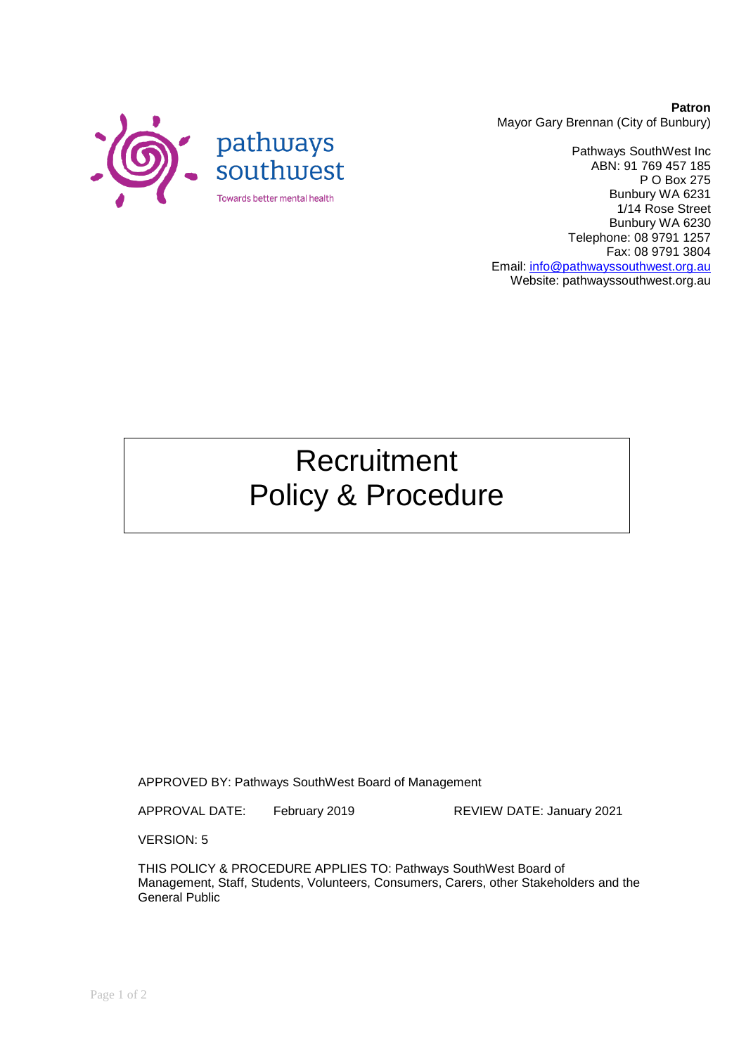pathways southwest

Towards better mental health

**Patron**
Mayor Gary Brennan (City of Bunbury)

Pathways SouthWest Inc
ABN: 91 769 457 185
P O Box 275
Bunbury WA 6231
1/14 Rose Street
Bunbury WA 6230
Telephone: 08 9791 1257
Fax: 08 9791 3804
Email: [info@pathwayssouthwest.org.au](mailto:info@pathwayssouthwest.org.au)
Website: pathwayssouthwest.org.au

# Recruitment Policy & Procedure

APPROVED BY: Pathways SouthWest Board of Management

APPROVAL DATE: February 2019 REVIEW DATE: January 2021

VERSION: 5

THIS POLICY & PROCEDURE APPLIES TO: Pathways SouthWest Board of Management, Staff, Students, Volunteers, Consumers, Carers, other Stakeholders and the General Public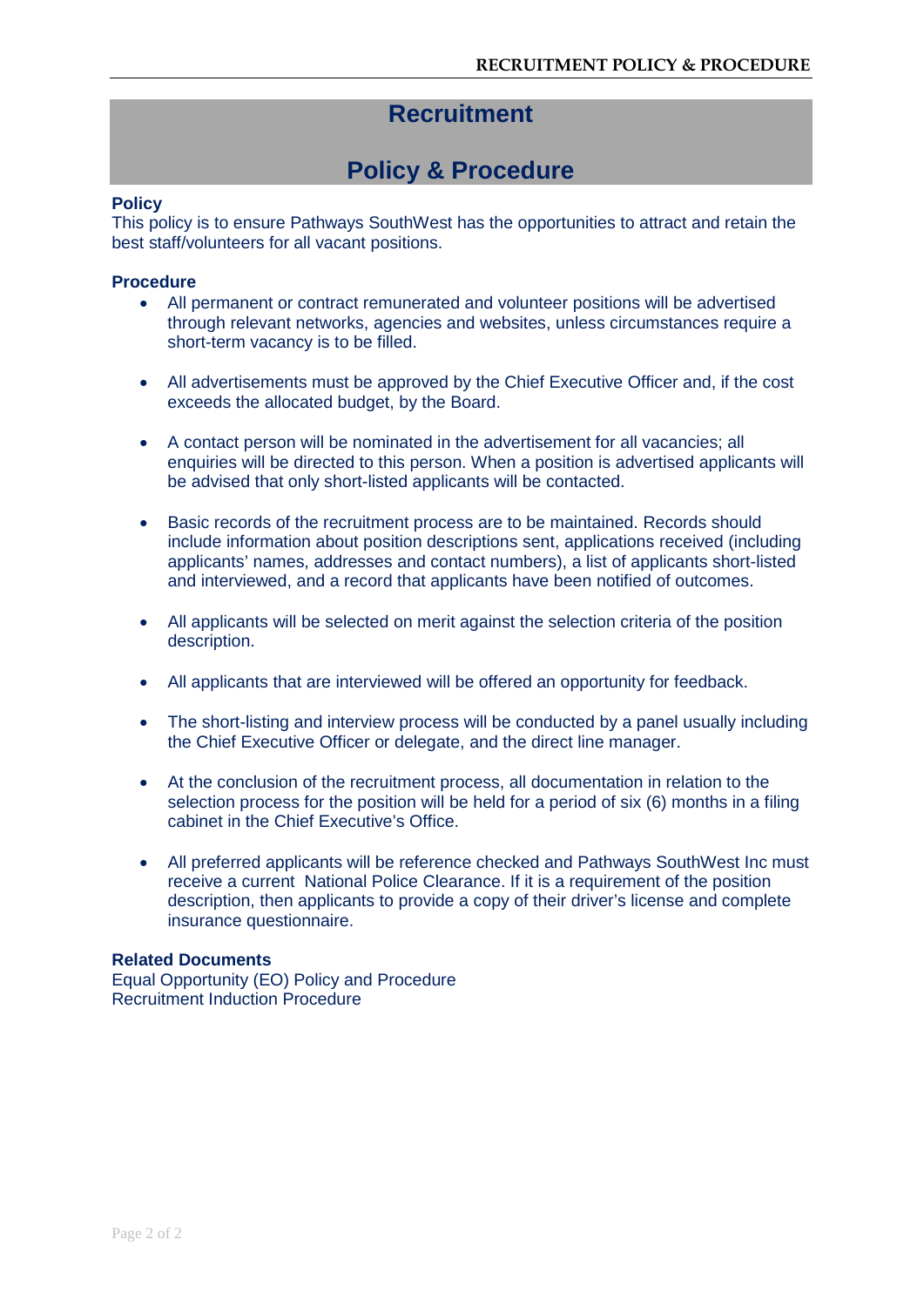# Recruitment

# Policy & Procedure

**Policy**

This policy is to ensure Pathways SouthWest has the opportunities to attract and retain the best staff/volunteers for all vacant positions.

**Procedure**

- All permanent or contract remunerated and volunteer positions will be advertised through relevant networks, agencies and websites, unless circumstances require a short-term vacancy is to be filled.
- All advertisements must be approved by the Chief Executive Officer and, if the cost exceeds the allocated budget, by the Board.
- A contact person will be nominated in the advertisement for all vacancies; all enquiries will be directed to this person. When a position is advertised applicants will be advised that only short-listed applicants will be contacted.
- Basic records of the recruitment process are to be maintained. Records should include information about position descriptions sent, applications received (including applicants' names, addresses and contact numbers), a list of applicants short-listed and interviewed, and a record that applicants have been notified of outcomes.
- All applicants will be selected on merit against the selection criteria of the position description.
- All applicants that are interviewed will be offered an opportunity for feedback.
- The short-listing and interview process will be conducted by a panel usually including the Chief Executive Officer or delegate, and the direct line manager.
- At the conclusion of the recruitment process, all documentation in relation to the selection process for the position will be held for a period of six (6) months in a filing cabinet in the Chief Executive's Office.
- All preferred applicants will be reference checked and Pathways SouthWest Inc must receive a current National Police Clearance. If it is a requirement of the position description, then applicants to provide a copy of their driver's license and complete insurance questionnaire.

**Related Documents**

Equal Opportunity (EO) Policy and Procedure
Recruitment Induction Procedure